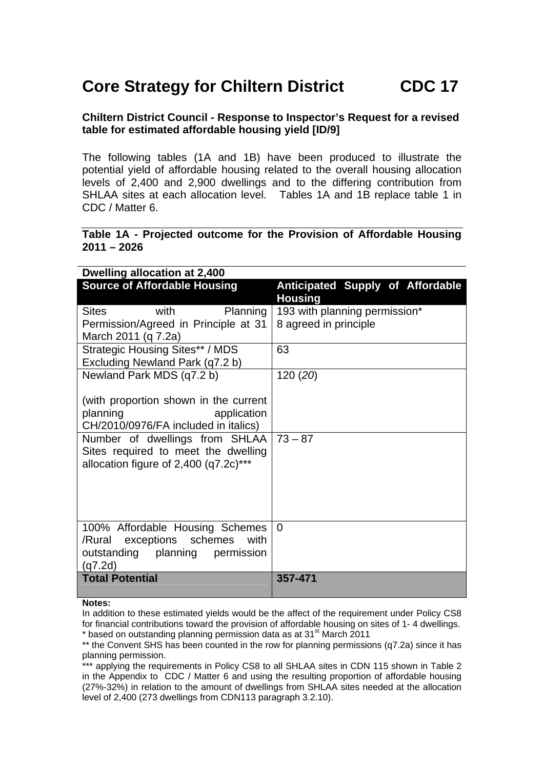# Core Strategy for Chiltern District CDC 17

**Chiltern District Council - Response to Inspector's Request for a revised table for estimated affordable housing yield [ID/9]**

The following tables (1A and 1B) have been produced to illustrate the potential yield of affordable housing related to the overall housing allocation levels of 2,400 and 2,900 dwellings and to the differing contribution from SHLAA sites at each allocation level. Tables 1A and 1B replace table 1 in CDC / Matter 6.

**Table 1A - Projected outcome for the Provision of Affordable Housing 2011 – 2026**

**Dwelling allocation at 2,400**

| Source of Affordable Housing | Anticipated Supply of Affordable Housing |
|---|---|
| Sites with Planning Permission/Agreed in Principle at 31 March 2011 (q 7.2a) | 193 with planning permission*<br>8 agreed in principle |
| Strategic Housing Sites** / MDS Excluding Newland Park (q7.2 b) | 63 |
| Newland Park MDS (q7.2 b)<br><br>(with proportion shown in the current planning application CH/2010/0976/FA included in italics) | 120 (*20*) |
| Number of dwellings from SHLAA Sites required to meet the dwelling allocation figure of 2,400 (q7.2c)*** | 73 – 87 |
| 100% Affordable Housing Schemes /Rural exceptions schemes with outstanding planning permission (q7.2d) | 0 |
| **Total Potential** | **357-471** |

**Notes:**

In addition to these estimated yields would be the affect of the requirement under Policy CS8 for financial contributions toward the provision of affordable housing on sites of 1- 4 dwellings.

\* based on outstanding planning permission data as at 31st March 2011

** the Convent SHS has been counted in the row for planning permissions (q7.2a) since it has planning permission.

*** applying the requirements in Policy CS8 to all SHLAA sites in CDN 115 shown in Table 2 in the Appendix to CDC / Matter 6 and using the resulting proportion of affordable housing (27%-32%) in relation to the amount of dwellings from SHLAA sites needed at the allocation level of 2,400 (273 dwellings from CDN113 paragraph 3.2.10).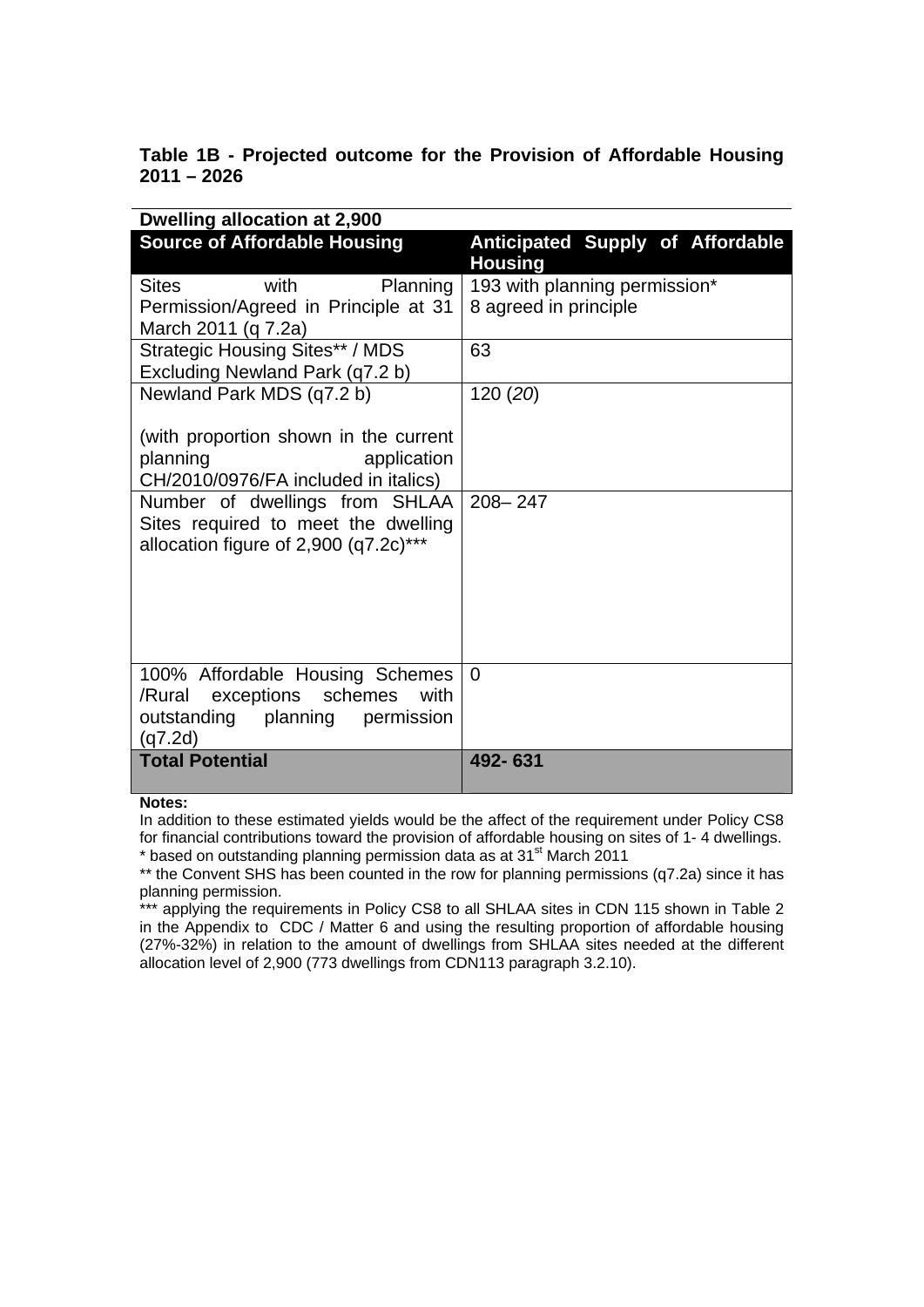**Table 1B - Projected outcome for the Provision of Affordable Housing 2011 – 2026**

| Dwelling allocation at 2,900 | |
|---|---|
| **Source of Affordable Housing** | **Anticipated Supply of Affordable Housing** |
| Sites with Planning Permission/Agreed in Principle at 31 March 2011 (q 7.2a) | 193 with planning permission*<br>8 agreed in principle |
| Strategic Housing Sites** / MDS Excluding Newland Park (q7.2 b) | 63 |
| Newland Park MDS (q7.2 b)<br><br>(with proportion shown in the current planning application CH/2010/0976/FA included in italics) | 120 (*20*) |
| Number of dwellings from SHLAA Sites required to meet the dwelling allocation figure of 2,900 (q7.2c)*** | 208– 247 |
| 100% Affordable Housing Schemes /Rural exceptions schemes with outstanding planning permission (q7.2d) | 0 |
| **Total Potential** | **492- 631** |

**Notes:**

In addition to these estimated yields would be the affect of the requirement under Policy CS8 for financial contributions toward the provision of affordable housing on sites of 1- 4 dwellings.

* based on outstanding planning permission data as at 31st March 2011

** the Convent SHS has been counted in the row for planning permissions (q7.2a) since it has planning permission.

*** applying the requirements in Policy CS8 to all SHLAA sites in CDN 115 shown in Table 2 in the Appendix to CDC / Matter 6 and using the resulting proportion of affordable housing (27%-32%) in relation to the amount of dwellings from SHLAA sites needed at the different allocation level of 2,900 (773 dwellings from CDN113 paragraph 3.2.10).